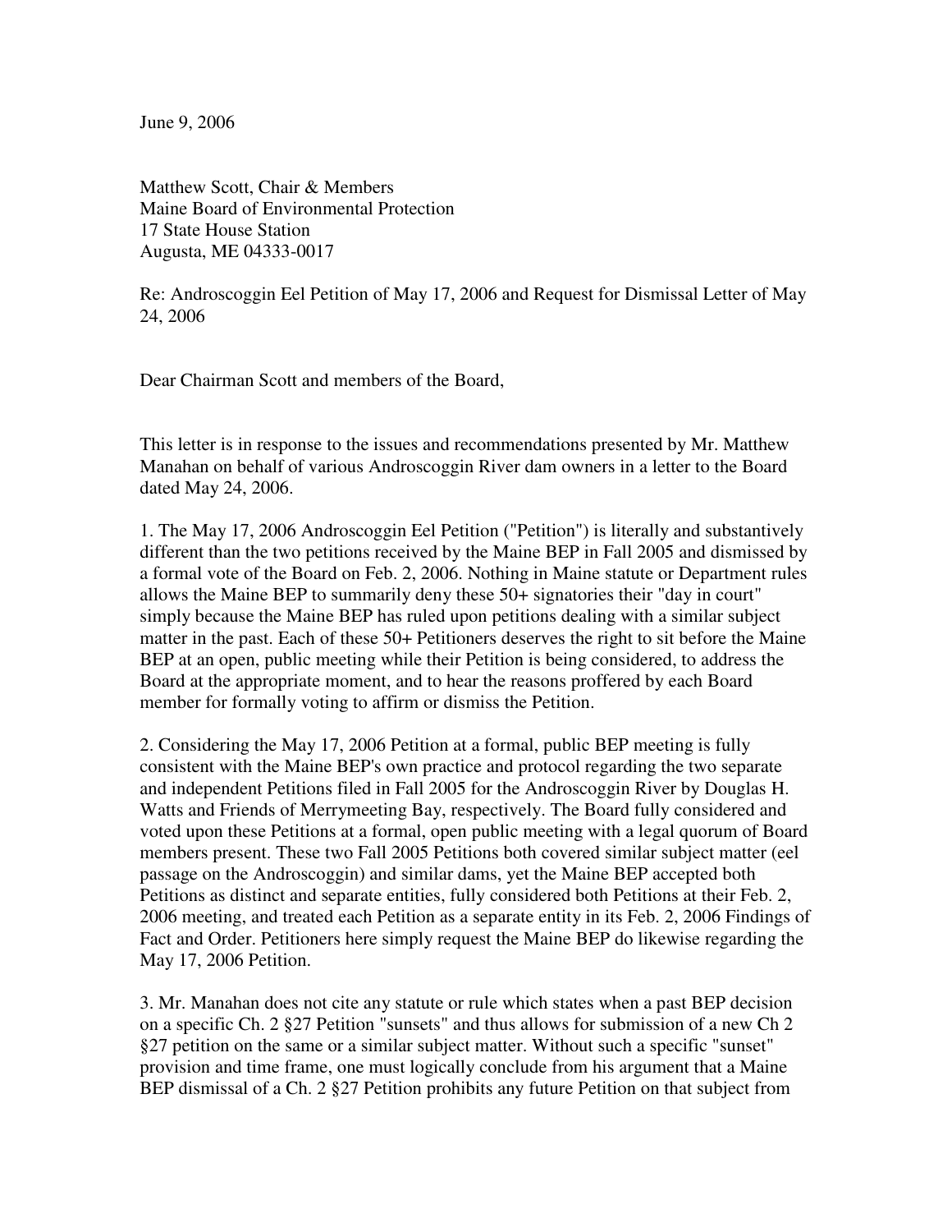June 9, 2006

Matthew Scott, Chair & Members
Maine Board of Environmental Protection
17 State House Station
Augusta, ME 04333-0017

Re: Androscoggin Eel Petition of May 17, 2006 and Request for Dismissal Letter of May 24, 2006

Dear Chairman Scott and members of the Board,

This letter is in response to the issues and recommendations presented by Mr. Matthew Manahan on behalf of various Androscoggin River dam owners in a letter to the Board dated May 24, 2006.

1. The May 17, 2006 Androscoggin Eel Petition ("Petition") is literally and substantively different than the two petitions received by the Maine BEP in Fall 2005 and dismissed by a formal vote of the Board on Feb. 2, 2006. Nothing in Maine statute or Department rules allows the Maine BEP to summarily deny these 50+ signatories their "day in court" simply because the Maine BEP has ruled upon petitions dealing with a similar subject matter in the past. Each of these 50+ Petitioners deserves the right to sit before the Maine BEP at an open, public meeting while their Petition is being considered, to address the Board at the appropriate moment, and to hear the reasons proffered by each Board member for formally voting to affirm or dismiss the Petition.

2. Considering the May 17, 2006 Petition at a formal, public BEP meeting is fully consistent with the Maine BEP's own practice and protocol regarding the two separate and independent Petitions filed in Fall 2005 for the Androscoggin River by Douglas H. Watts and Friends of Merrymeeting Bay, respectively. The Board fully considered and voted upon these Petitions at a formal, open public meeting with a legal quorum of Board members present. These two Fall 2005 Petitions both covered similar subject matter (eel passage on the Androscoggin) and similar dams, yet the Maine BEP accepted both Petitions as distinct and separate entities, fully considered both Petitions at their Feb. 2, 2006 meeting, and treated each Petition as a separate entity in its Feb. 2, 2006 Findings of Fact and Order. Petitioners here simply request the Maine BEP do likewise regarding the May 17, 2006 Petition.

3. Mr. Manahan does not cite any statute or rule which states when a past BEP decision on a specific Ch. 2 §27 Petition "sunsets" and thus allows for submission of a new Ch 2 §27 petition on the same or a similar subject matter. Without such a specific "sunset" provision and time frame, one must logically conclude from his argument that a Maine BEP dismissal of a Ch. 2 §27 Petition prohibits any future Petition on that subject from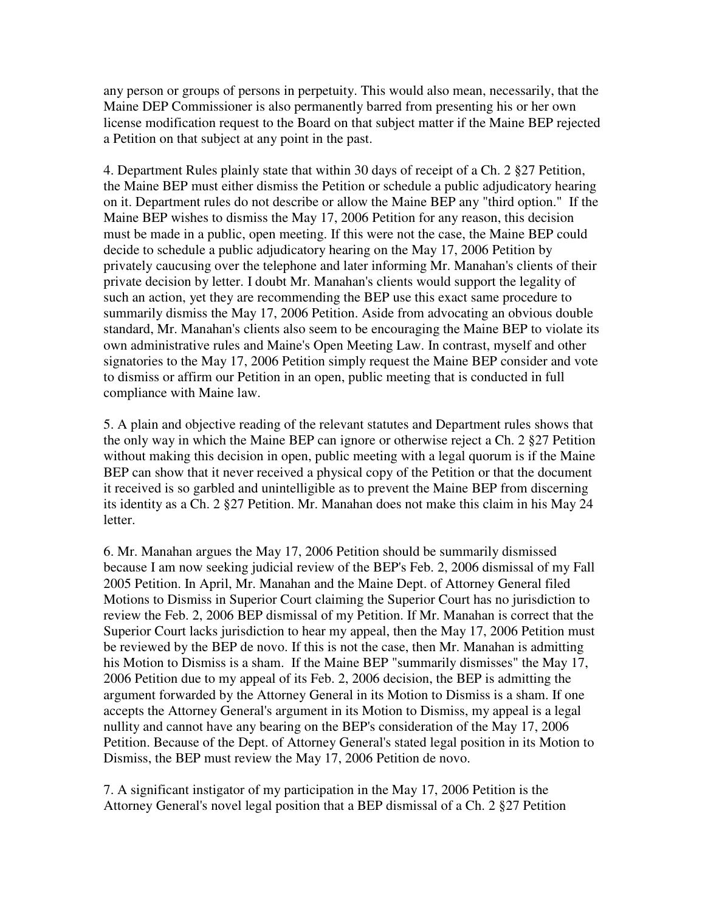any person or groups of persons in perpetuity. This would also mean, necessarily, that the Maine DEP Commissioner is also permanently barred from presenting his or her own license modification request to the Board on that subject matter if the Maine BEP rejected a Petition on that subject at any point in the past.

4. Department Rules plainly state that within 30 days of receipt of a Ch. 2 §27 Petition, the Maine BEP must either dismiss the Petition or schedule a public adjudicatory hearing on it. Department rules do not describe or allow the Maine BEP any "third option." If the Maine BEP wishes to dismiss the May 17, 2006 Petition for any reason, this decision must be made in a public, open meeting. If this were not the case, the Maine BEP could decide to schedule a public adjudicatory hearing on the May 17, 2006 Petition by privately caucusing over the telephone and later informing Mr. Manahan's clients of their private decision by letter. I doubt Mr. Manahan's clients would support the legality of such an action, yet they are recommending the BEP use this exact same procedure to summarily dismiss the May 17, 2006 Petition. Aside from advocating an obvious double standard, Mr. Manahan's clients also seem to be encouraging the Maine BEP to violate its own administrative rules and Maine's Open Meeting Law. In contrast, myself and other signatories to the May 17, 2006 Petition simply request the Maine BEP consider and vote to dismiss or affirm our Petition in an open, public meeting that is conducted in full compliance with Maine law.

5. A plain and objective reading of the relevant statutes and Department rules shows that the only way in which the Maine BEP can ignore or otherwise reject a Ch. 2 §27 Petition without making this decision in open, public meeting with a legal quorum is if the Maine BEP can show that it never received a physical copy of the Petition or that the document it received is so garbled and unintelligible as to prevent the Maine BEP from discerning its identity as a Ch. 2 §27 Petition. Mr. Manahan does not make this claim in his May 24 letter.

6. Mr. Manahan argues the May 17, 2006 Petition should be summarily dismissed because I am now seeking judicial review of the BEP's Feb. 2, 2006 dismissal of my Fall 2005 Petition. In April, Mr. Manahan and the Maine Dept. of Attorney General filed Motions to Dismiss in Superior Court claiming the Superior Court has no jurisdiction to review the Feb. 2, 2006 BEP dismissal of my Petition. If Mr. Manahan is correct that the Superior Court lacks jurisdiction to hear my appeal, then the May 17, 2006 Petition must be reviewed by the BEP de novo. If this is not the case, then Mr. Manahan is admitting his Motion to Dismiss is a sham. If the Maine BEP "summarily dismisses" the May 17, 2006 Petition due to my appeal of its Feb. 2, 2006 decision, the BEP is admitting the argument forwarded by the Attorney General in its Motion to Dismiss is a sham. If one accepts the Attorney General's argument in its Motion to Dismiss, my appeal is a legal nullity and cannot have any bearing on the BEP's consideration of the May 17, 2006 Petition. Because of the Dept. of Attorney General's stated legal position in its Motion to Dismiss, the BEP must review the May 17, 2006 Petition de novo.

7. A significant instigator of my participation in the May 17, 2006 Petition is the Attorney General's novel legal position that a BEP dismissal of a Ch. 2 §27 Petition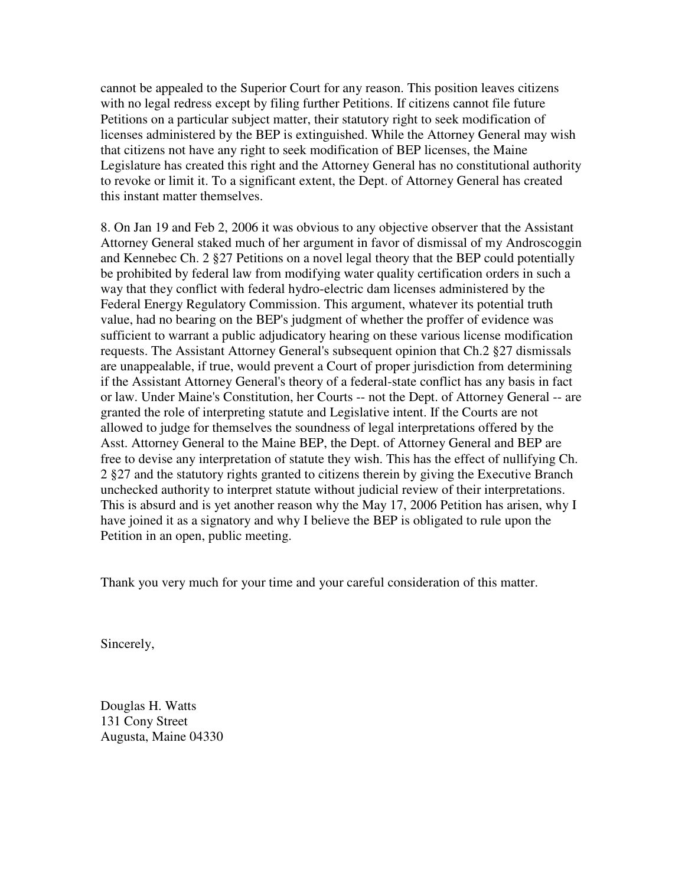cannot be appealed to the Superior Court for any reason. This position leaves citizens with no legal redress except by filing further Petitions. If citizens cannot file future Petitions on a particular subject matter, their statutory right to seek modification of licenses administered by the BEP is extinguished. While the Attorney General may wish that citizens not have any right to seek modification of BEP licenses, the Maine Legislature has created this right and the Attorney General has no constitutional authority to revoke or limit it. To a significant extent, the Dept. of Attorney General has created this instant matter themselves.

8. On Jan 19 and Feb 2, 2006 it was obvious to any objective observer that the Assistant Attorney General staked much of her argument in favor of dismissal of my Androscoggin and Kennebec Ch. 2 §27 Petitions on a novel legal theory that the BEP could potentially be prohibited by federal law from modifying water quality certification orders in such a way that they conflict with federal hydro-electric dam licenses administered by the Federal Energy Regulatory Commission. This argument, whatever its potential truth value, had no bearing on the BEP's judgment of whether the proffer of evidence was sufficient to warrant a public adjudicatory hearing on these various license modification requests. The Assistant Attorney General's subsequent opinion that Ch.2 §27 dismissals are unappealable, if true, would prevent a Court of proper jurisdiction from determining if the Assistant Attorney General's theory of a federal-state conflict has any basis in fact or law. Under Maine's Constitution, her Courts -- not the Dept. of Attorney General -- are granted the role of interpreting statute and Legislative intent. If the Courts are not allowed to judge for themselves the soundness of legal interpretations offered by the Asst. Attorney General to the Maine BEP, the Dept. of Attorney General and BEP are free to devise any interpretation of statute they wish. This has the effect of nullifying Ch. 2 §27 and the statutory rights granted to citizens therein by giving the Executive Branch unchecked authority to interpret statute without judicial review of their interpretations. This is absurd and is yet another reason why the May 17, 2006 Petition has arisen, why I have joined it as a signatory and why I believe the BEP is obligated to rule upon the Petition in an open, public meeting.

Thank you very much for your time and your careful consideration of this matter.

Sincerely,

Douglas H. Watts
131 Cony Street
Augusta, Maine 04330